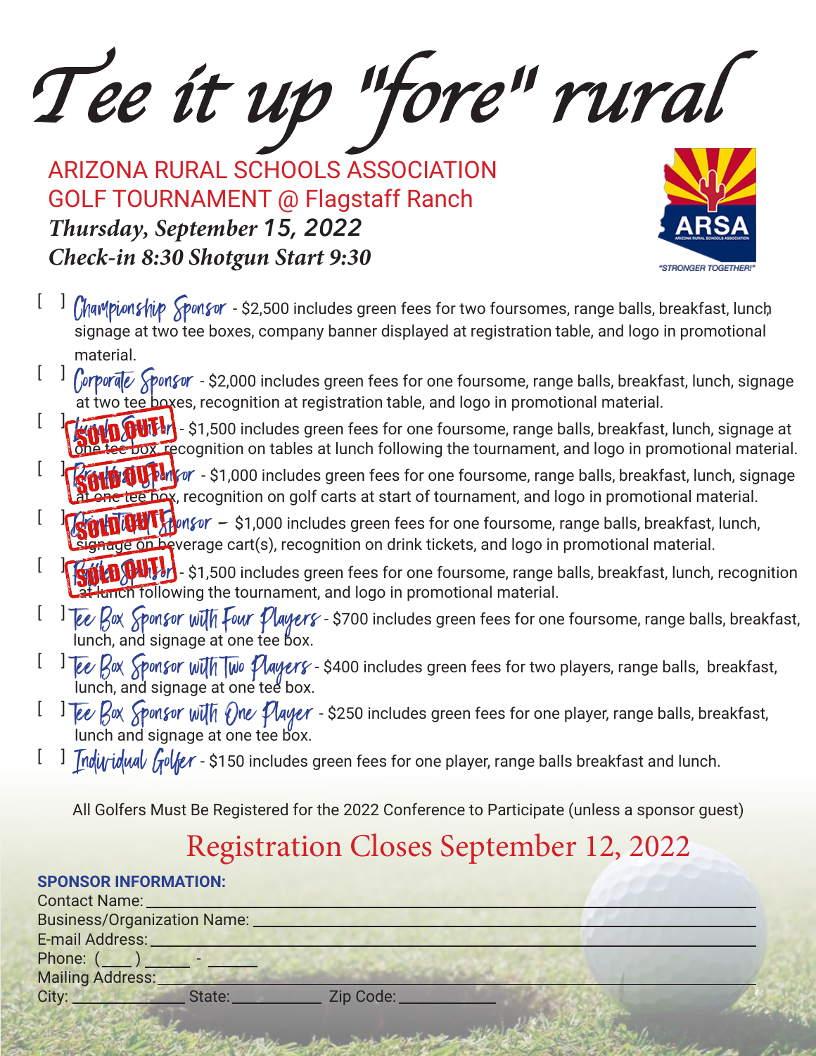# Tee it up "fore" rural

ARIZONA RURAL SCHOOLS ASSOCIATION
GOLF TOURNAMENT @ Flagstaff Ranch

***Thursday, September 15, 2022***

***Check-in 8:30 Shotgun Start 9:30***

ARSA
ARIZONA RURAL SCHOOLS ASSOCIATION
"STRONGER TOGETHER!"

[ ] Championship Sponsor - $2,500 includes green fees for two foursomes, range balls, breakfast, lunch, signage at two tee boxes, company banner displayed at registration table, and logo in promotional material.

[ ] Corporate Sponsor - $2,000 includes green fees for one foursome, range balls, breakfast, lunch, signage at two tee boxes, recognition at registration table, and logo in promotional material.

[ ] SOLD OUT! - $1,500 includes green fees for one foursome, range balls, breakfast, lunch, signage at one tee box, recognition on tables at lunch following the tournament, and logo in promotional material.

[ ] SOLD OUT! - $1,000 includes green fees for one foursome, range balls, breakfast, lunch, signage at one tee box, recognition on golf carts at start of tournament, and logo in promotional material.

[ ] SOLD OUT! – $1,000 includes green fees for one foursome, range balls, breakfast, lunch, signage on beverage cart(s), recognition on drink tickets, and logo in promotional material.

[ ] SOLD OUT! - $1,500 includes green fees for one foursome, range balls, breakfast, lunch, recognition at lunch following the tournament, and logo in promotional material.

[ ] Tee Box Sponsor with Four Players - $700 includes green fees for one foursome, range balls, breakfast, lunch, and signage at one tee box.

[ ] Tee Box Sponsor with Two Players - $400 includes green fees for two players, range balls, breakfast, lunch, and signage at one tee box.

[ ] Tee Box Sponsor with One Player - $250 includes green fees for one player, range balls, breakfast, lunch and signage at one tee box.

[ ] Individual Golfer - $150 includes green fees for one player, range balls breakfast and lunch.

All Golfers Must Be Registered for the 2022 Conference to Participate (unless a sponsor guest)

## Registration Closes September 12, 2022

**SPONSOR INFORMATION:**

Contact Name: ______________________________

Business/Organization Name: ______________________________

E-mail Address: ______________________________

Phone: (____) ______ - ______

Mailing Address: ______________________________

City: ____________ State: __________ Zip Code: __________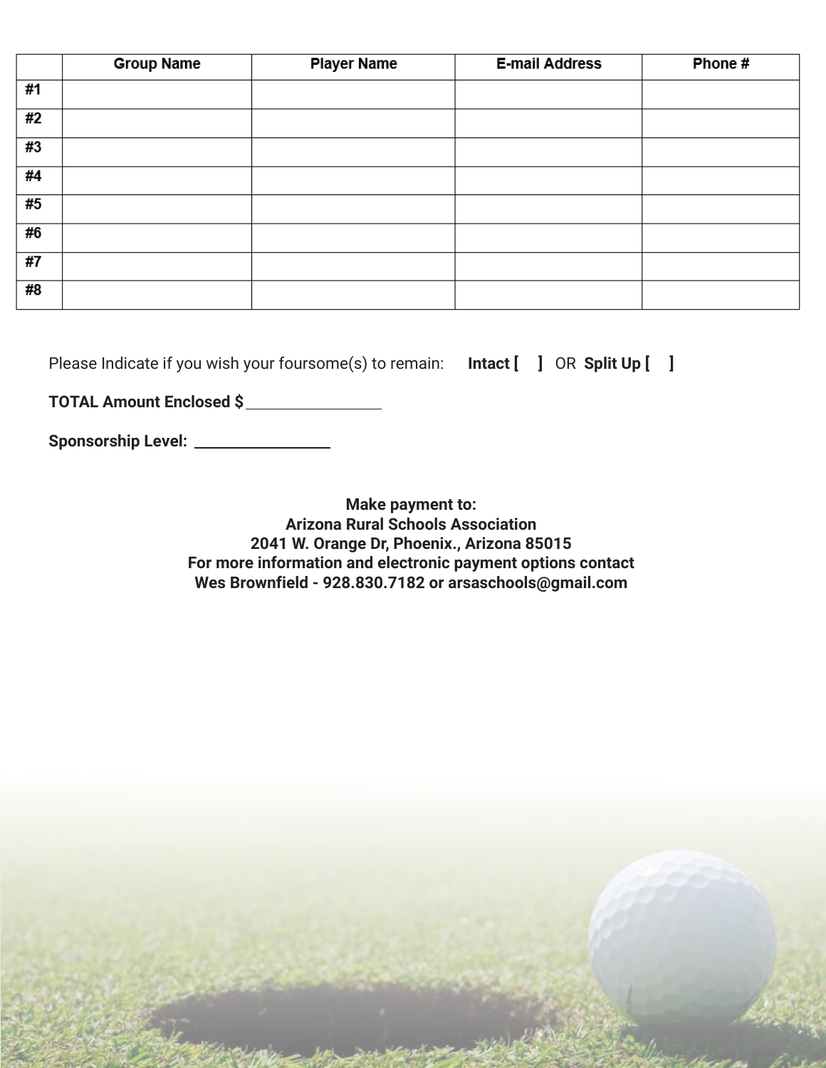| | Group Name | Player Name | E-mail Address | Phone # |
|---|---|---|---|---|
| #1 | | | | |
| #2 | | | | |
| #3 | | | | |
| #4 | | | | |
| #5 | | | | |
| #6 | | | | |
| #7 | | | | |
| #8 | | | | |

Please Indicate if you wish your foursome(s) to remain: **Intact [ ]** OR **Split Up [ ]**

**TOTAL Amount Enclosed $** ______________

**Sponsorship Level:** ______________

**Make payment to:**
**Arizona Rural Schools Association**
**2041 W. Orange Dr, Phoenix., Arizona 85015**
**For more information and electronic payment options contact**
**Wes Brownfield - 928.830.7182 or arsaschools@gmail.com**